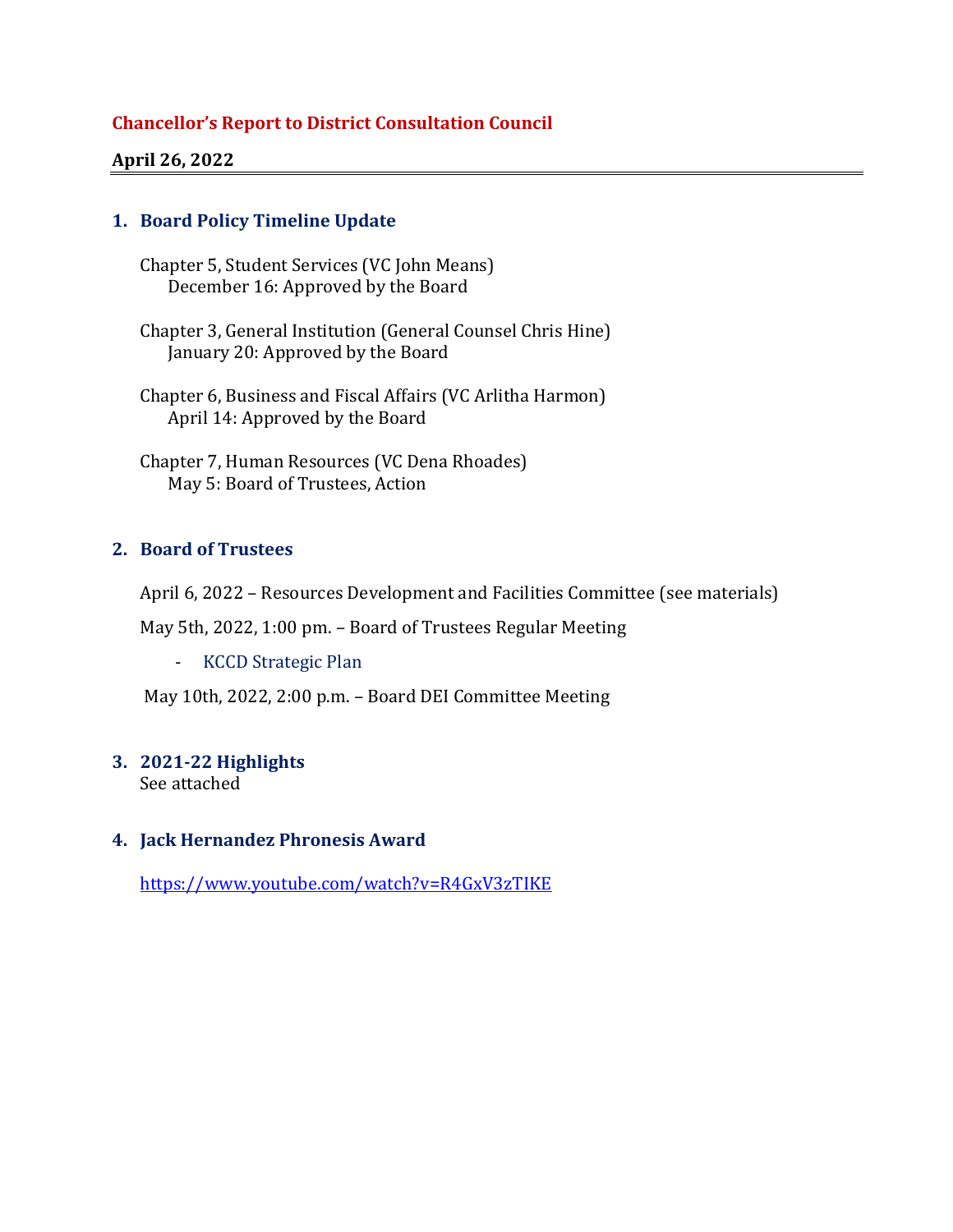# Chancellor's Report to District Consultation Council

**April 26, 2022**

## 1. Board Policy Timeline Update

Chapter 5, Student Services (VC John Means)
December 16: Approved by the Board

Chapter 3, General Institution (General Counsel Chris Hine)
January 20: Approved by the Board

Chapter 6, Business and Fiscal Affairs (VC Arlitha Harmon)
April 14: Approved by the Board

Chapter 7, Human Resources (VC Dena Rhoades)
May 5: Board of Trustees, Action

## 2. Board of Trustees

April 6, 2022 – Resources Development and Facilities Committee (see materials)

May 5th, 2022, 1:00 pm. – Board of Trustees Regular Meeting

- KCCD Strategic Plan

May 10th, 2022, 2:00 p.m. – Board DEI Committee Meeting

## 3. 2021-22 Highlights

See attached

## 4. Jack Hernandez Phronesis Award

https://www.youtube.com/watch?v=R4GxV3zTIKE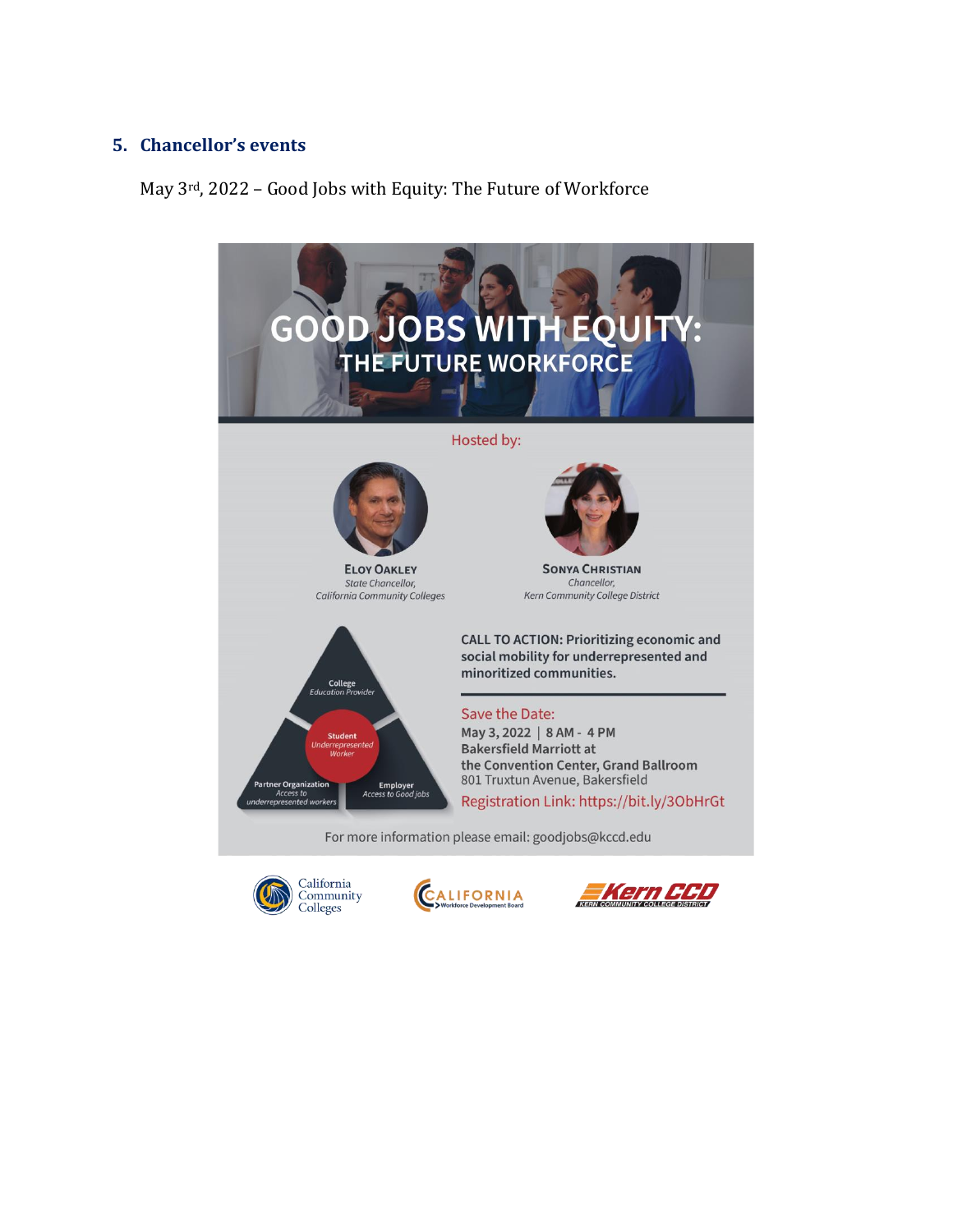## 5. Chancellor's events

May 3rd, 2022 – Good Jobs with Equity: The Future of Workforce

# GOOD JOBS WITH EQUITY: THE FUTURE WORKFORCE

Hosted by:

**ELOY OAKLEY**
*State Chancellor,*
*California Community Colleges*

**SONYA CHRISTIAN**
*Chancellor,*
*Kern Community College District*

College
*Education Provider*

Student
*Underrepresented Worker*

Partner Organization
*Access to underrepresented workers*

Employer
*Access to Good jobs*

**CALL TO ACTION: Prioritizing economic and social mobility for underrepresented and minoritized communities.**

Save the Date:

**May 3, 2022 | 8 AM - 4 PM**
**Bakersfield Marriott at the Convention Center, Grand Ballroom**
801 Truxtun Avenue, Bakersfield

Registration Link: https://bit.ly/3ObHrGt

For more information please email: goodjobs@kccd.edu

California Community Colleges | California Workforce Development Board | Kern CCD Kern Community College District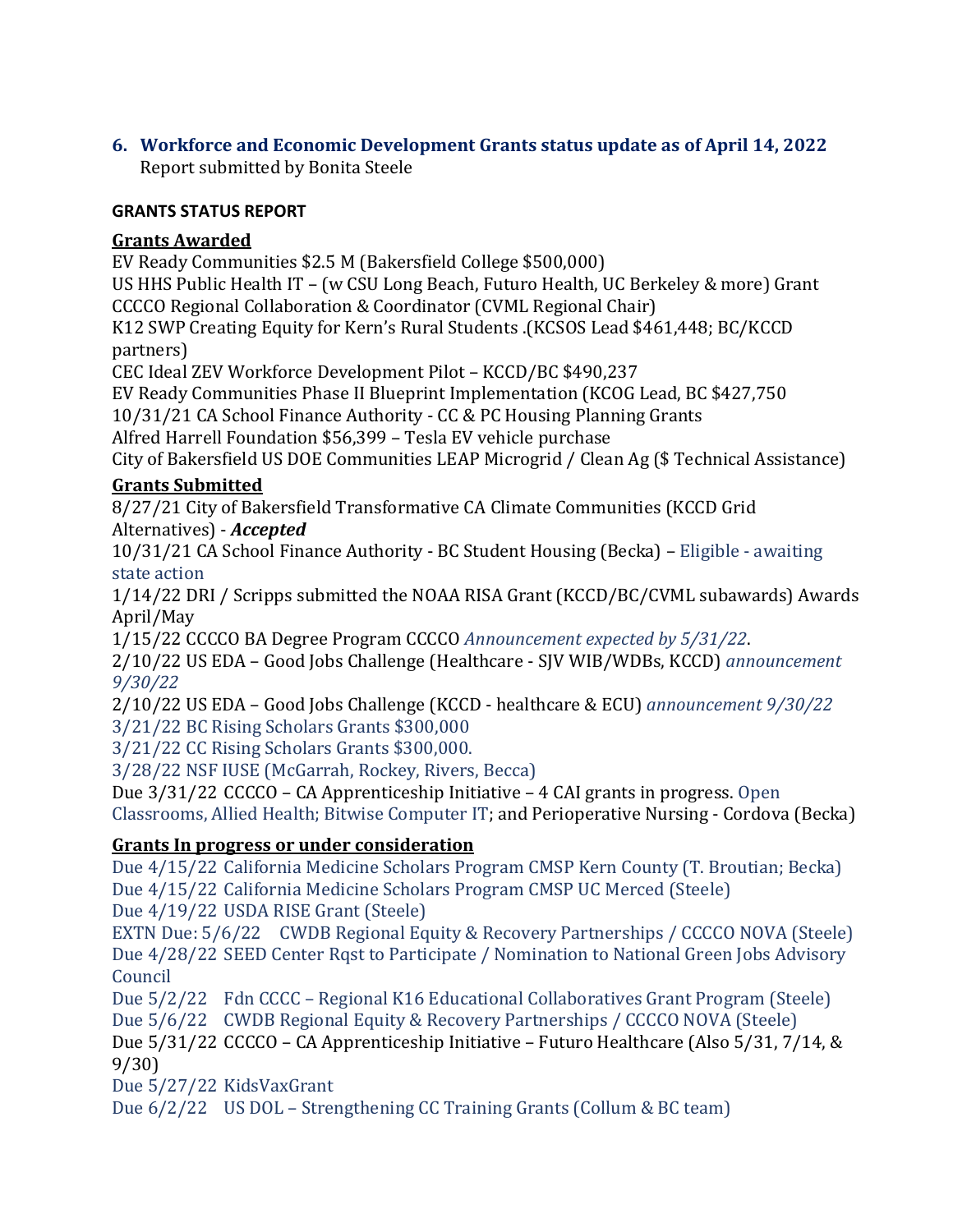### 6. Workforce and Economic Development Grants status update as of April 14, 2022

Report submitted by Bonita Steele

**GRANTS STATUS REPORT**

**Grants Awarded**

EV Ready Communities $2.5 M (Bakersfield College $500,000)
US HHS Public Health IT – (w CSU Long Beach, Futuro Health, UC Berkeley & more) Grant
CCCCO Regional Collaboration & Coordinator (CVML Regional Chair)
K12 SWP Creating Equity for Kern's Rural Students .(KCSOS Lead $461,448; BC/KCCD partners)
CEC Ideal ZEV Workforce Development Pilot – KCCD/BC $490,237
EV Ready Communities Phase II Blueprint Implementation (KCOG Lead, BC $427,750
10/31/21 CA School Finance Authority - CC & PC Housing Planning Grants
Alfred Harrell Foundation $56,399 – Tesla EV vehicle purchase
City of Bakersfield US DOE Communities LEAP Microgrid / Clean Ag ($ Technical Assistance)

**Grants Submitted**

8/27/21 City of Bakersfield Transformative CA Climate Communities (KCCD Grid Alternatives) - ***Accepted***
10/31/21 CA School Finance Authority - BC Student Housing (Becka) – Eligible - awaiting state action
1/14/22 DRI / Scripps submitted the NOAA RISA Grant (KCCD/BC/CVML subawards) Awards April/May
1/15/22 CCCCO BA Degree Program CCCCO *Announcement expected by 5/31/22*.
2/10/22 US EDA – Good Jobs Challenge (Healthcare - SJV WIB/WDBs, KCCD) *announcement 9/30/22*
2/10/22 US EDA – Good Jobs Challenge (KCCD - healthcare & ECU) *announcement 9/30/22*
3/21/22 BC Rising Scholars Grants $300,000
3/21/22 CC Rising Scholars Grants $300,000.
3/28/22 NSF IUSE (McGarrah, Rockey, Rivers, Becca)
Due 3/31/22 CCCCO – CA Apprenticeship Initiative – 4 CAI grants in progress. Open Classrooms, Allied Health; Bitwise Computer IT; and Perioperative Nursing - Cordova (Becka)

**Grants In progress or under consideration**

Due 4/15/22 California Medicine Scholars Program CMSP Kern County (T. Broutian; Becka)
Due 4/15/22 California Medicine Scholars Program CMSP UC Merced (Steele)
Due 4/19/22 USDA RISE Grant (Steele)
EXTN Due: 5/6/22 CWDB Regional Equity & Recovery Partnerships / CCCCO NOVA (Steele)
Due 4/28/22 SEED Center Rqst to Participate / Nomination to National Green Jobs Advisory Council
Due 5/2/22 Fdn CCCC – Regional K16 Educational Collaboratives Grant Program (Steele)
Due 5/6/22 CWDB Regional Equity & Recovery Partnerships / CCCCO NOVA (Steele)
Due 5/31/22 CCCCO – CA Apprenticeship Initiative – Futuro Healthcare (Also 5/31, 7/14, & 9/30)
Due 5/27/22 KidsVaxGrant
Due 6/2/22 US DOL – Strengthening CC Training Grants (Collum & BC team)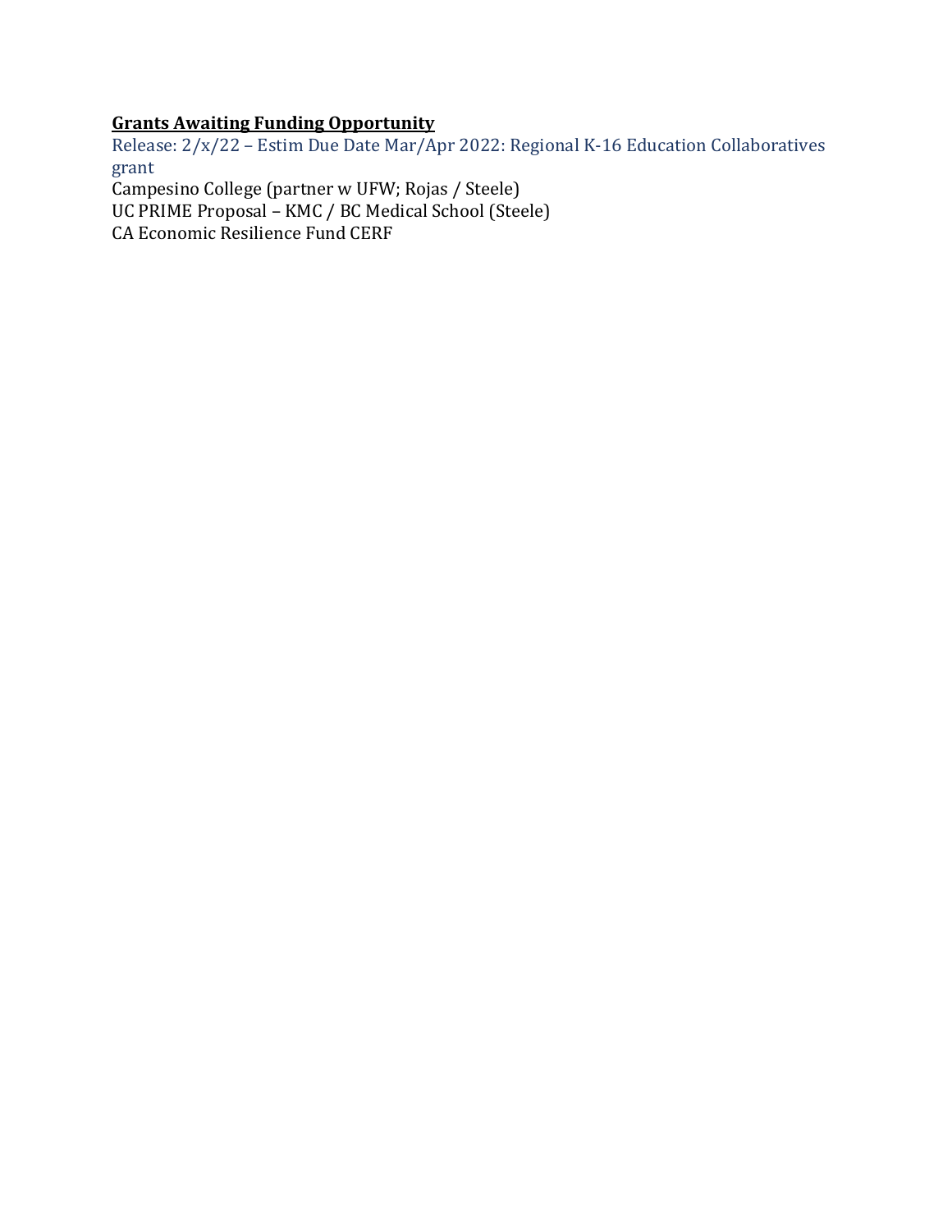**Grants Awaiting Funding Opportunity**

Release: 2/x/22 – Estim Due Date Mar/Apr 2022: Regional K-16 Education Collaboratives grant

Campesino College (partner w UFW; Rojas / Steele)

UC PRIME Proposal – KMC / BC Medical School (Steele)

CA Economic Resilience Fund CERF